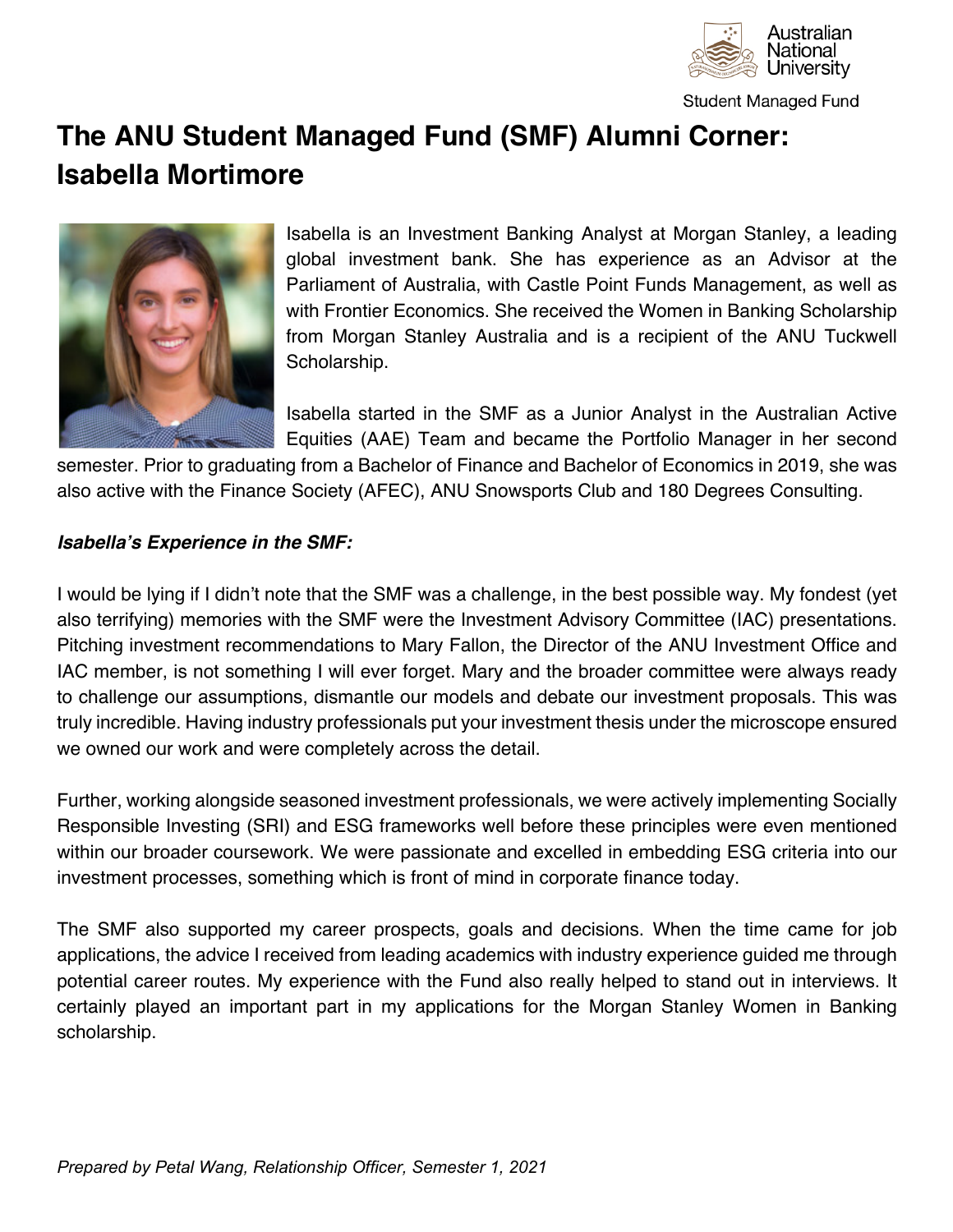# The ANU Student Managed Fund (SMF) Alumni Corner: Isabella Mortimore

Isabella is an Investment Banking Analyst at Morgan Stanley, a leading global investment bank. She has experience as an Advisor at the Parliament of Australia, with Castle Point Funds Management, as well as with Frontier Economics. She received the Women in Banking Scholarship from Morgan Stanley Australia and is a recipient of the ANU Tuckwell Scholarship.

Isabella started in the SMF as a Junior Analyst in the Australian Active Equities (AAE) Team and became the Portfolio Manager in her second semester. Prior to graduating from a Bachelor of Finance and Bachelor of Economics in 2019, she was also active with the Finance Society (AFEC), ANU Snowsports Club and 180 Degrees Consulting.

***Isabella's Experience in the SMF:***

I would be lying if I didn't note that the SMF was a challenge, in the best possible way. My fondest (yet also terrifying) memories with the SMF were the Investment Advisory Committee (IAC) presentations. Pitching investment recommendations to Mary Fallon, the Director of the ANU Investment Office and IAC member, is not something I will ever forget. Mary and the broader committee were always ready to challenge our assumptions, dismantle our models and debate our investment proposals. This was truly incredible. Having industry professionals put your investment thesis under the microscope ensured we owned our work and were completely across the detail.

Further, working alongside seasoned investment professionals, we were actively implementing Socially Responsible Investing (SRI) and ESG frameworks well before these principles were even mentioned within our broader coursework. We were passionate and excelled in embedding ESG criteria into our investment processes, something which is front of mind in corporate finance today.

The SMF also supported my career prospects, goals and decisions. When the time came for job applications, the advice I received from leading academics with industry experience guided me through potential career routes. My experience with the Fund also really helped to stand out in interviews. It certainly played an important part in my applications for the Morgan Stanley Women in Banking scholarship.

*Prepared by Petal Wang, Relationship Officer, Semester 1, 2021*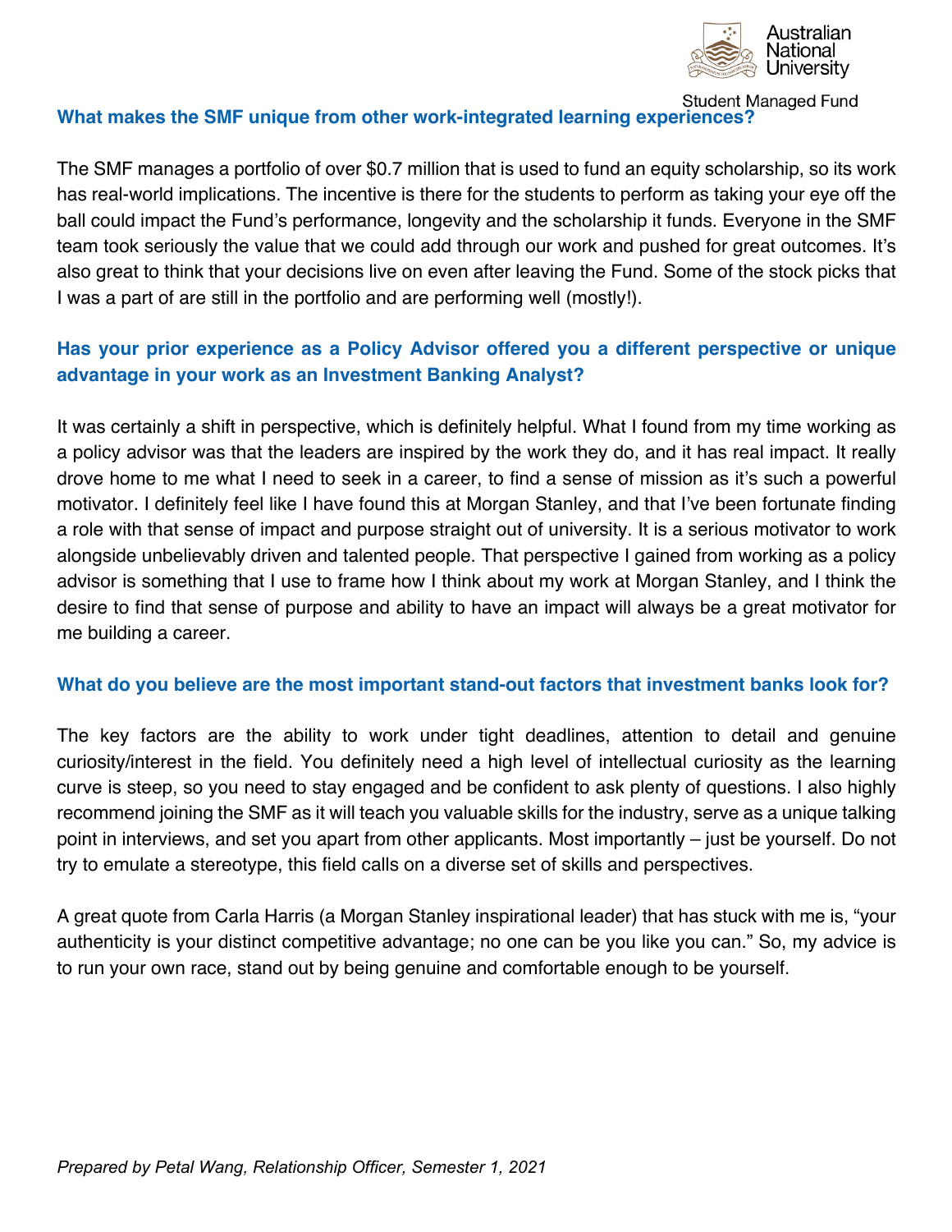### What makes the SMF unique from other work-integrated learning experiences?

The SMF manages a portfolio of over $0.7 million that is used to fund an equity scholarship, so its work has real-world implications. The incentive is there for the students to perform as taking your eye off the ball could impact the Fund's performance, longevity and the scholarship it funds. Everyone in the SMF team took seriously the value that we could add through our work and pushed for great outcomes. It's also great to think that your decisions live on even after leaving the Fund. Some of the stock picks that I was a part of are still in the portfolio and are performing well (mostly!).

### Has your prior experience as a Policy Advisor offered you a different perspective or unique advantage in your work as an Investment Banking Analyst?

It was certainly a shift in perspective, which is definitely helpful. What I found from my time working as a policy advisor was that the leaders are inspired by the work they do, and it has real impact. It really drove home to me what I need to seek in a career, to find a sense of mission as it's such a powerful motivator. I definitely feel like I have found this at Morgan Stanley, and that I've been fortunate finding a role with that sense of impact and purpose straight out of university. It is a serious motivator to work alongside unbelievably driven and talented people. That perspective I gained from working as a policy advisor is something that I use to frame how I think about my work at Morgan Stanley, and I think the desire to find that sense of purpose and ability to have an impact will always be a great motivator for me building a career.

### What do you believe are the most important stand-out factors that investment banks look for?

The key factors are the ability to work under tight deadlines, attention to detail and genuine curiosity/interest in the field. You definitely need a high level of intellectual curiosity as the learning curve is steep, so you need to stay engaged and be confident to ask plenty of questions. I also highly recommend joining the SMF as it will teach you valuable skills for the industry, serve as a unique talking point in interviews, and set you apart from other applicants. Most importantly – just be yourself. Do not try to emulate a stereotype, this field calls on a diverse set of skills and perspectives.

A great quote from Carla Harris (a Morgan Stanley inspirational leader) that has stuck with me is, "your authenticity is your distinct competitive advantage; no one can be you like you can." So, my advice is to run your own race, stand out by being genuine and comfortable enough to be yourself.

*Prepared by Petal Wang, Relationship Officer, Semester 1, 2021*